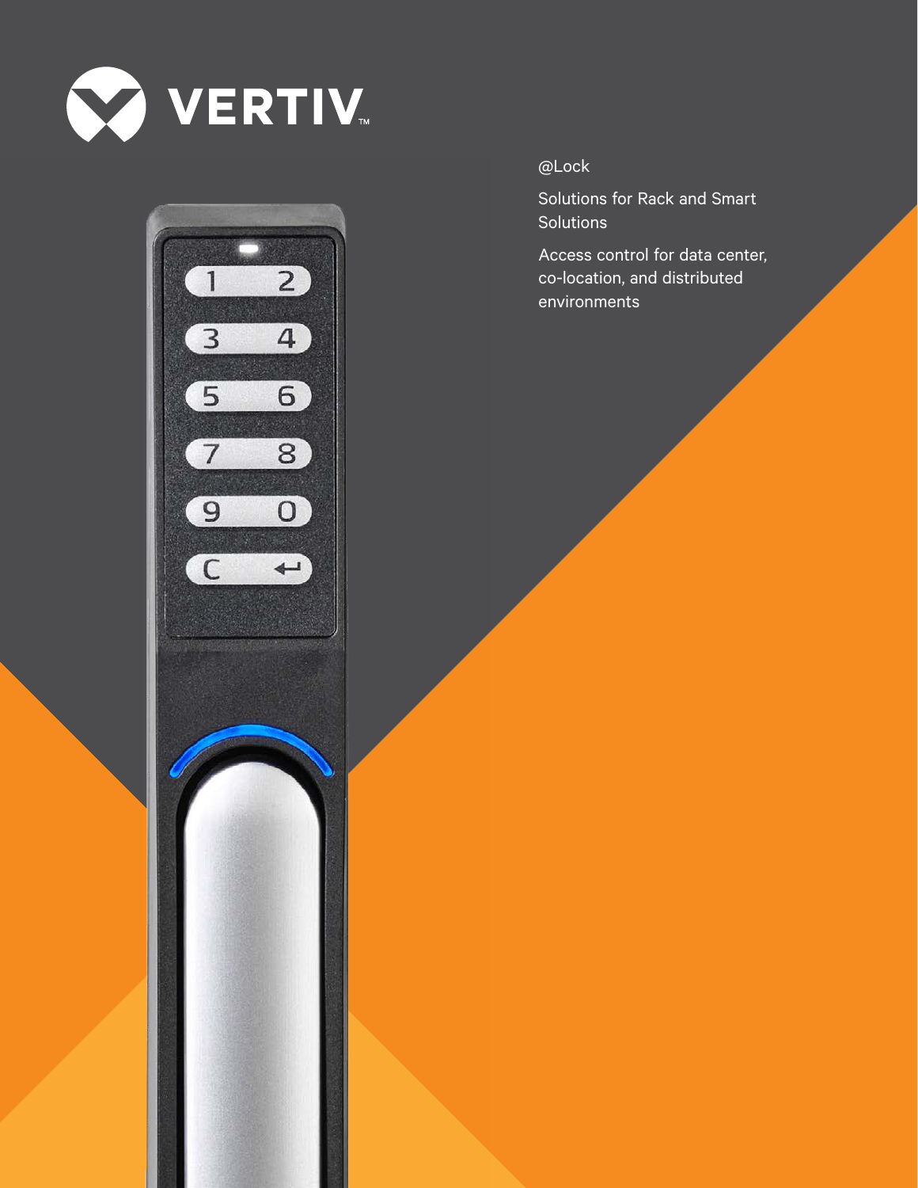VERTIV

# @Lock

Solutions for Rack and Smart Solutions

Access control for data center, co-location, and distributed environments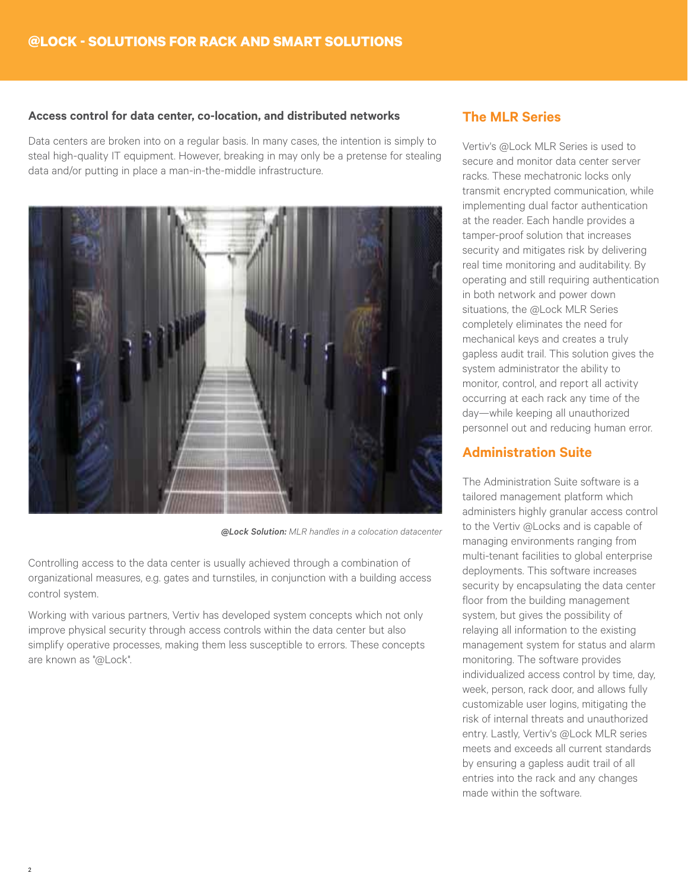# @LOCK - SOLUTIONS FOR RACK AND SMART SOLUTIONS

**Access control for data center, co-location, and distributed networks**

Data centers are broken into on a regular basis. In many cases, the intention is simply to steal high-quality IT equipment. However, breaking in may only be a pretense for stealing data and/or putting in place a man-in-the-middle infrastructure.

***@Lock Solution:** MLR handles in a colocation datacenter*

Controlling access to the data center is usually achieved through a combination of organizational measures, e.g. gates and turnstiles, in conjunction with a building access control system.

Working with various partners, Vertiv has developed system concepts which not only improve physical security through access controls within the data center but also simplify operative processes, making them less susceptible to errors. These concepts are known as "@Lock".

## The MLR Series

Vertiv's @Lock MLR Series is used to secure and monitor data center server racks. These mechatronic locks only transmit encrypted communication, while implementing dual factor authentication at the reader. Each handle provides a tamper-proof solution that increases security and mitigates risk by delivering real time monitoring and auditability. By operating and still requiring authentication in both network and power down situations, the @Lock MLR Series completely eliminates the need for mechanical keys and creates a truly gapless audit trail. This solution gives the system administrator the ability to monitor, control, and report all activity occurring at each rack any time of the day—while keeping all unauthorized personnel out and reducing human error.

## Administration Suite

The Administration Suite software is a tailored management platform which administers highly granular access control to the Vertiv @Locks and is capable of managing environments ranging from multi-tenant facilities to global enterprise deployments. This software increases security by encapsulating the data center floor from the building management system, but gives the possibility of relaying all information to the existing management system for status and alarm monitoring. The software provides individualized access control by time, day, week, person, rack door, and allows fully customizable user logins, mitigating the risk of internal threats and unauthorized entry. Lastly, Vertiv's @Lock MLR series meets and exceeds all current standards by ensuring a gapless audit trail of all entries into the rack and any changes made within the software.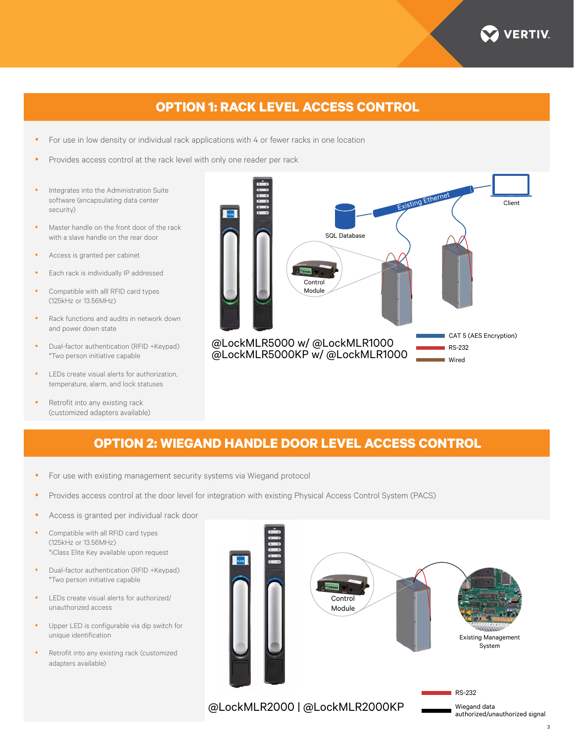## OPTION 1: RACK LEVEL ACCESS CONTROL

- For use in low density or individual rack applications with 4 or fewer racks in one location
- Provides access control at the rack level with only one reader per rack
- Integrates into the Administration Suite software (encapsulating data center security)
- Master handle on the front door of the rack with a slave handle on the rear door
- Access is granted per cabinet
- Each rack is individually IP addressed
- Compatible with alll RFID card types (125kHz or 13.56MHz)
- Rack functions and audits in network down and power down state
- Dual-factor authentication (RFID +Keypad) *Two person initiative capable
- LEDs create visual alerts for authorization, temperature, alarm, and lock statuses
- Retrofit into any existing rack (customized adapters available)

Existing Ethernet | Client | SQL Database | Control Module

@LockMLR5000 w/ @LockMLR1000
@LockMLR5000KP w/ @LockMLR1000

CAT 5 (AES Encryption)
RS-232
Wired

## OPTION 2: WIEGAND HANDLE DOOR LEVEL ACCESS CONTROL

- For use with existing management security systems via Wiegand protocol
- Provides access control at the door level for integration with existing Physical Access Control System (PACS)
- Access is granted per individual rack door
- Compatible with all RFID card types (125kHz or 13.56MHz) *iClass Elite Key available upon request
- Dual-factor authentication (RFID +Keypad) *Two person initiative capable
- LEDs create visual alerts for authorized/unauthorized access
- Upper LED is configurable via dip switch for unique identification
- Retrofit into any existing rack (customized adapters available)

Control Module | Existing Management System

@LockMLR2000 | @LockMLR2000KP

RS-232
Wiegand data authorized/unauthorized signal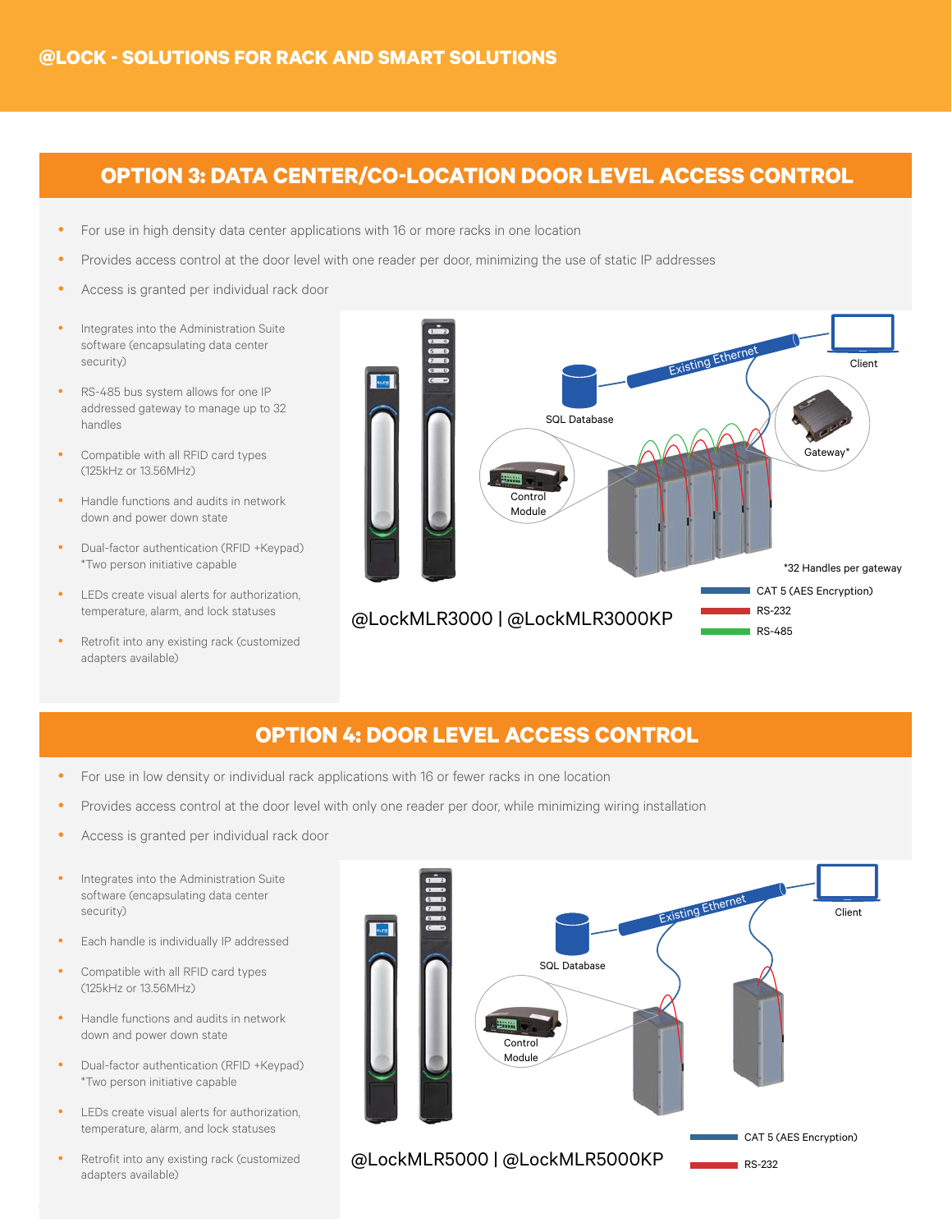# @LOCK - SOLUTIONS FOR RACK AND SMART SOLUTIONS

## OPTION 3: DATA CENTER/CO-LOCATION DOOR LEVEL ACCESS CONTROL

- For use in high density data center applications with 16 or more racks in one location
- Provides access control at the door level with one reader per door, minimizing the use of static IP addresses
- Access is granted per individual rack door

- Integrates into the Administration Suite software (encapsulating data center security)
- RS-485 bus system allows for one IP addressed gateway to manage up to 32 handles
- Compatible with all RFID card types (125kHz or 13.56MHz)
- Handle functions and audits in network down and power down state
- Dual-factor authentication (RFID +Keypad) *Two person initiative capable
- LEDs create visual alerts for authorization, temperature, alarm, and lock statuses
- Retrofit into any existing rack (customized adapters available)

Existing Ethernet | Client | SQL Database | Gateway* | Control Module

*32 Handles per gateway

CAT 5 (AES Encryption)
RS-232
RS-485

@LockMLR3000 | @LockMLR3000KP

## OPTION 4: DOOR LEVEL ACCESS CONTROL

- For use in low density or individual rack applications with 16 or fewer racks in one location
- Provides access control at the door level with only one reader per door, while minimizing wiring installation
- Access is granted per individual rack door

- Integrates into the Administration Suite software (encapsulating data center security)
- Each handle is individually IP addressed
- Compatible with all RFID card types (125kHz or 13.56MHz)
- Handle functions and audits in network down and power down state
- Dual-factor authentication (RFID +Keypad) *Two person initiative capable
- LEDs create visual alerts for authorization, temperature, alarm, and lock statuses
- Retrofit into any existing rack (customized adapters available)

Existing Ethernet | Client | SQL Database | Control Module

CAT 5 (AES Encryption)
RS-232

@LockMLR5000 | @LockMLR5000KP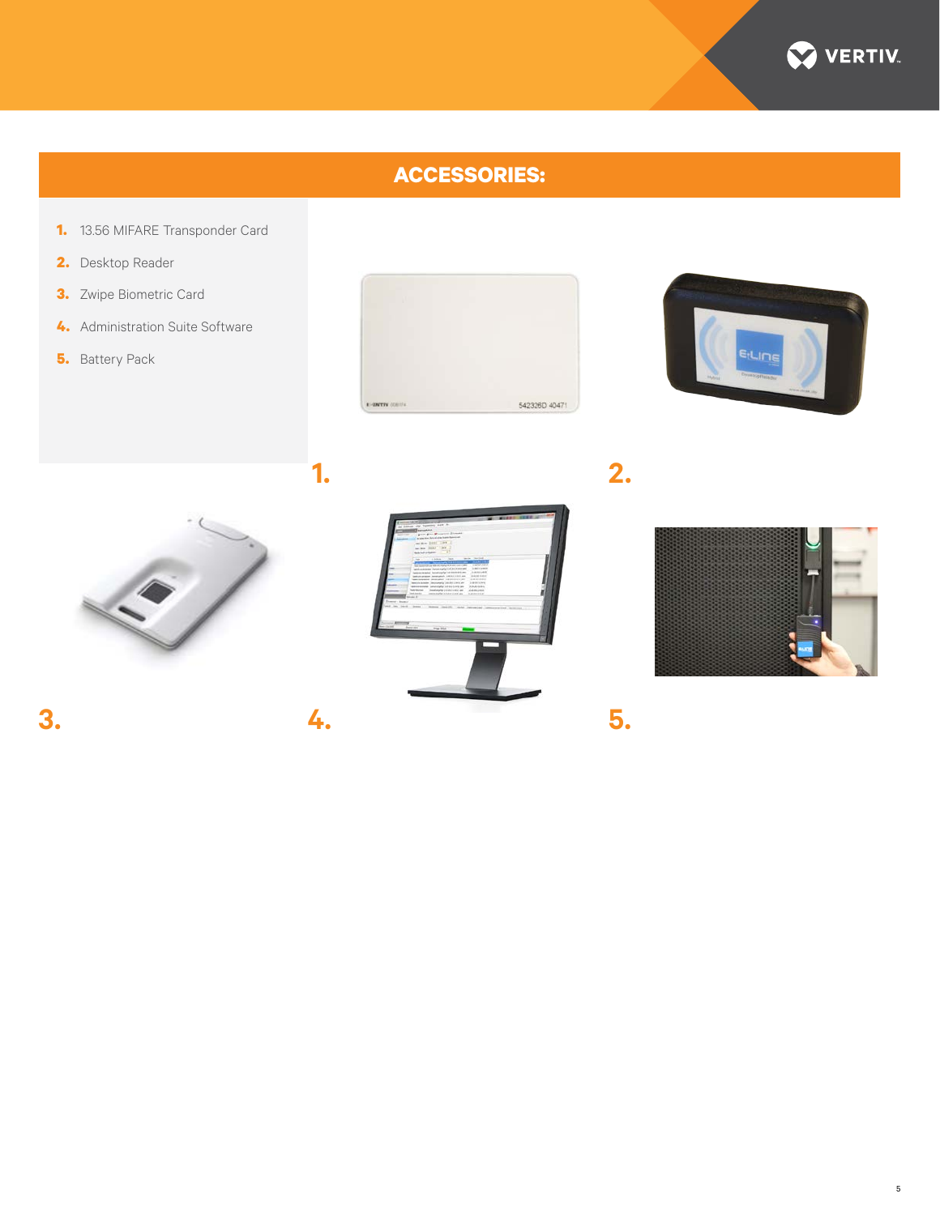## ACCESSORIES:

1. 13.56 MIFARE Transponder Card
2. Desktop Reader
3. Zwipe Biometric Card
4. Administration Suite Software
5. Battery Pack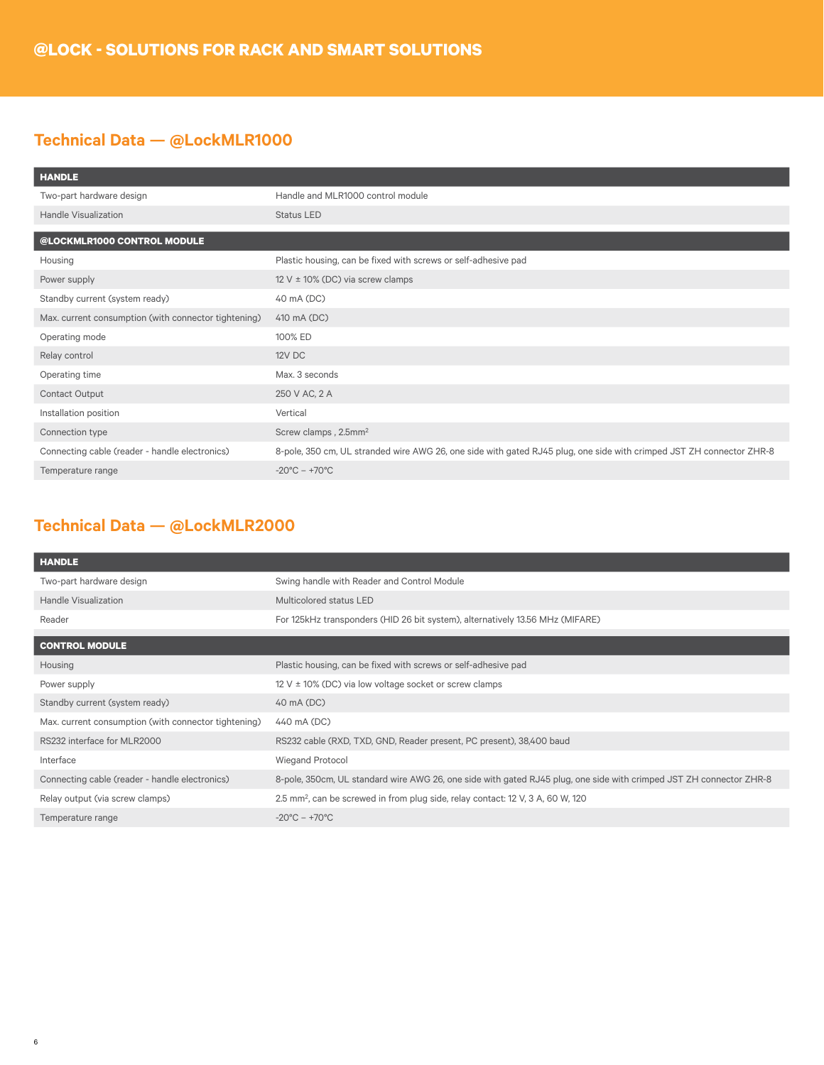# @LOCK - SOLUTIONS FOR RACK AND SMART SOLUTIONS

## Technical Data — @LockMLR1000

| HANDLE | |
|---|---|
| Two-part hardware design | Handle and MLR1000 control module |
| Handle Visualization | Status LED |
| **@LOCKMLR1000 CONTROL MODULE** | |
| Housing | Plastic housing, can be fixed with screws or self-adhesive pad |
| Power supply | 12 V ± 10% (DC) via screw clamps |
| Standby current (system ready) | 40 mA (DC) |
| Max. current consumption (with connector tightening) | 410 mA (DC) |
| Operating mode | 100% ED |
| Relay control | 12V DC |
| Operating time | Max. 3 seconds |
| Contact Output | 250 V AC, 2 A |
| Installation position | Vertical |
| Connection type | Screw clamps , 2.5mm² |
| Connecting cable (reader - handle electronics) | 8-pole, 350 cm, UL stranded wire AWG 26, one side with gated RJ45 plug, one side with crimped JST ZH connector ZHR-8 |
| Temperature range | -20°C – +70°C |

## Technical Data — @LockMLR2000

| HANDLE | |
|---|---|
| Two-part hardware design | Swing handle with Reader and Control Module |
| Handle Visualization | Multicolored status LED |
| Reader | For 125kHz transponders (HID 26 bit system), alternatively 13.56 MHz (MIFARE) |
| **CONTROL MODULE** | |
| Housing | Plastic housing, can be fixed with screws or self-adhesive pad |
| Power supply | 12 V ± 10% (DC) via low voltage socket or screw clamps |
| Standby current (system ready) | 40 mA (DC) |
| Max. current consumption (with connector tightening) | 440 mA (DC) |
| RS232 interface for MLR2000 | RS232 cable (RXD, TXD, GND, Reader present, PC present), 38,400 baud |
| Interface | Wiegand Protocol |
| Connecting cable (reader - handle electronics) | 8-pole, 350cm, UL standard wire AWG 26, one side with gated RJ45 plug, one side with crimped JST ZH connector ZHR-8 |
| Relay output (via screw clamps) | 2.5 mm², can be screwed in from plug side, relay contact: 12 V, 3 A, 60 W, 120 |
| Temperature range | -20°C – +70°C |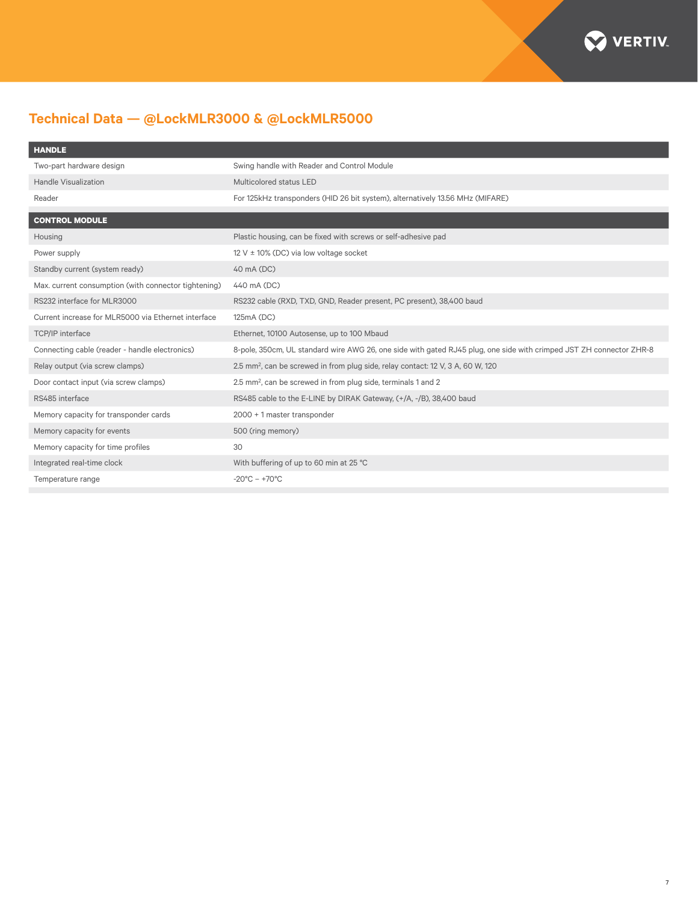## Technical Data — @LockMLR3000 & @LockMLR5000

| HANDLE | |
|---|---|
| Two-part hardware design | Swing handle with Reader and Control Module |
| Handle Visualization | Multicolored status LED |
| Reader | For 125kHz transponders (HID 26 bit system), alternatively 13.56 MHz (MIFARE) |

| CONTROL MODULE | |
|---|---|
| Housing | Plastic housing, can be fixed with screws or self-adhesive pad |
| Power supply | 12 V ± 10% (DC) via low voltage socket |
| Standby current (system ready) | 40 mA (DC) |
| Max. current consumption (with connector tightening) | 440 mA (DC) |
| RS232 interface for MLR3000 | RS232 cable (RXD, TXD, GND, Reader present, PC present), 38,400 baud |
| Current increase for MLR5000 via Ethernet interface | 125mA (DC) |
| TCP/IP interface | Ethernet, 10100 Autosense, up to 100 Mbaud |
| Connecting cable (reader - handle electronics) | 8-pole, 350cm, UL standard wire AWG 26, one side with gated RJ45 plug, one side with crimped JST ZH connector ZHR-8 |
| Relay output (via screw clamps) | 2.5 $mm^2$, can be screwed in from plug side, relay contact: 12 V, 3 A, 60 W, 120 |
| Door contact input (via screw clamps) | 2.5 $mm^2$, can be screwed in from plug side, terminals 1 and 2 |
| RS485 interface | RS485 cable to the E-LINE by DIRAK Gateway, (+/A, -/B), 38,400 baud |
| Memory capacity for transponder cards | 2000 + 1 master transponder |
| Memory capacity for events | 500 (ring memory) |
| Memory capacity for time profiles | 30 |
| Integrated real-time clock | With buffering of up to 60 min at 25 °C |
| Temperature range | -20°C – +70°C |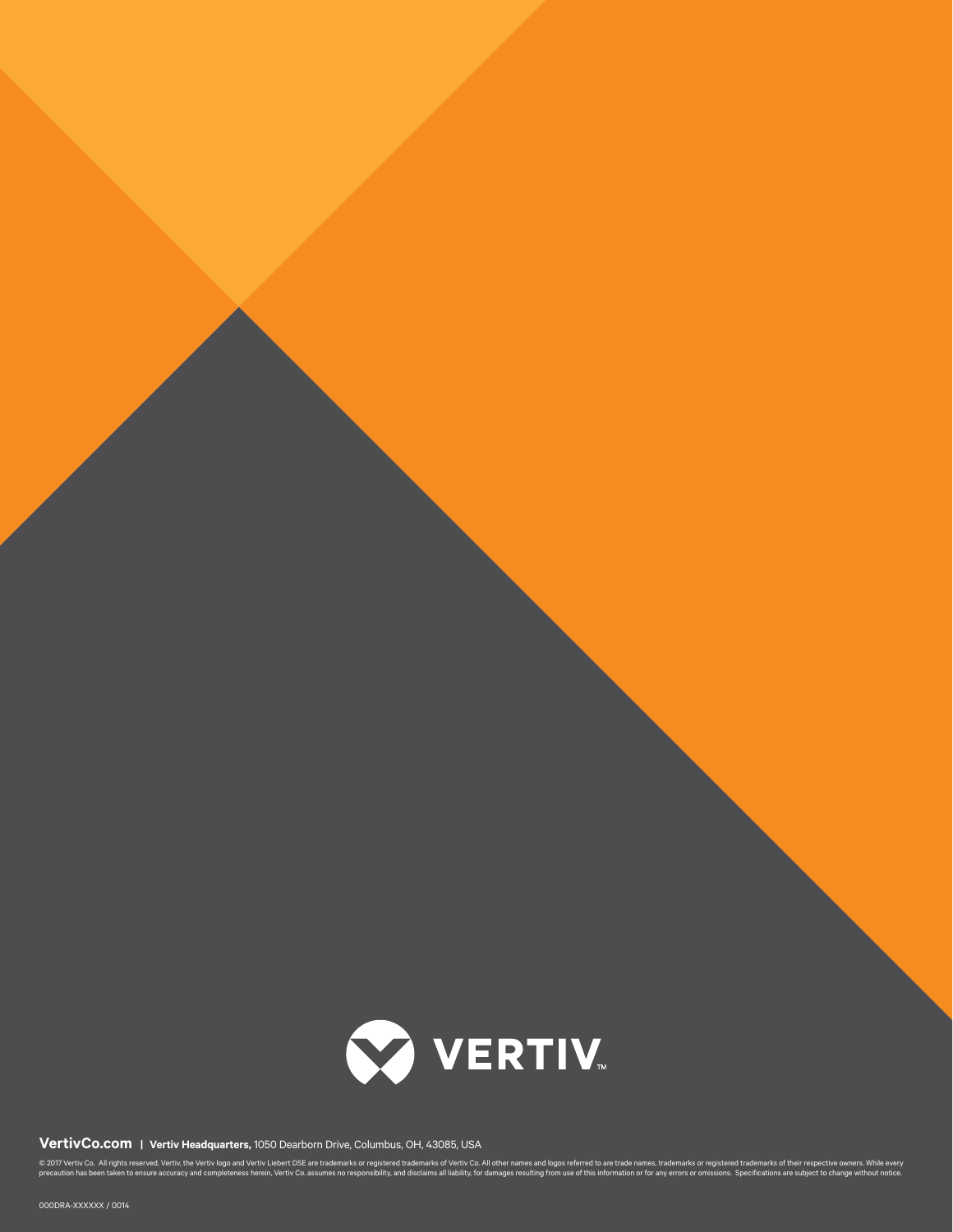VERTIV.

**VertivCo.com** | **Vertiv Headquarters,** 1050 Dearborn Drive, Columbus, OH, 43085, USA

© 2017 Vertiv Co. All rights reserved. Vertiv, the Vertiv logo and Vertiv Liebert DSE are trademarks or registered trademarks of Vertiv Co. All other names and logos referred to are trade names, trademarks or registered trademarks of their respective owners. While every precaution has been taken to ensure accuracy and completeness herein, Vertiv Co. assumes no responsibility, and disclaims all liability, for damages resulting from use of this information or for any errors or omissions. Specifications are subject to change without notice.

000DRA-XXXXXX / 0014